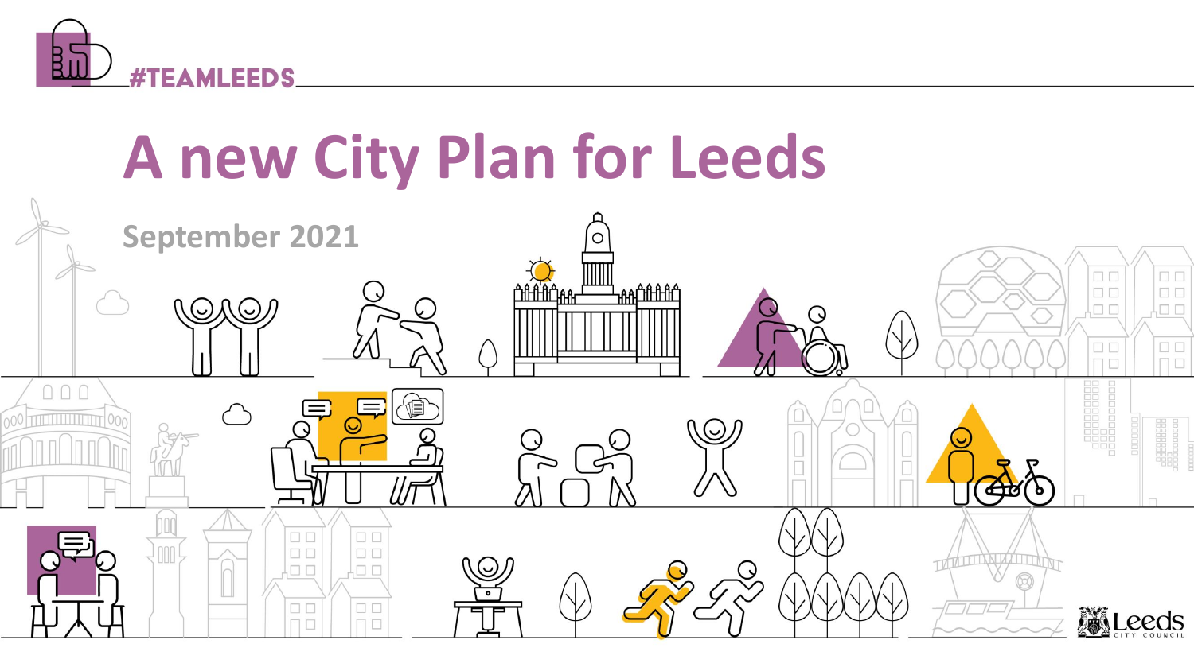#TEAMLEEDS

# A new City Plan for Leeds

September 2021

Leeds City Council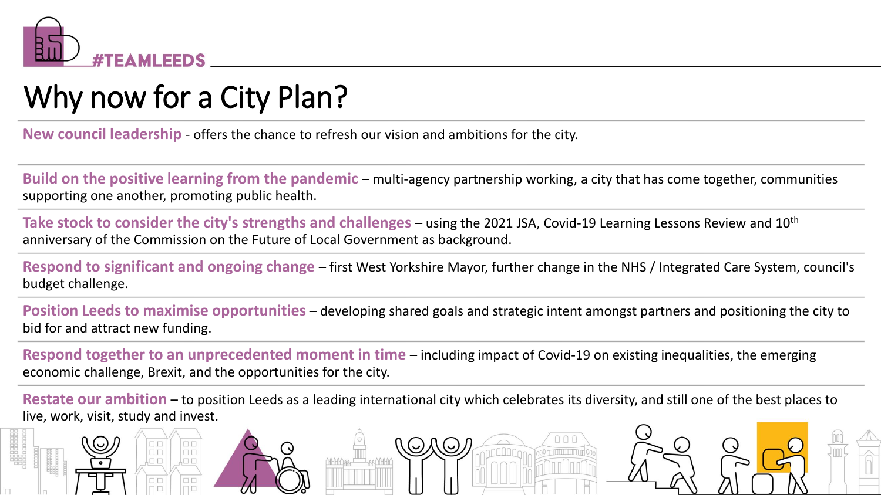#TEAMLEEDS

# Why now for a City Plan?

**New council leadership** - offers the chance to refresh our vision and ambitions for the city.

**Build on the positive learning from the pandemic** – multi-agency partnership working, a city that has come together, communities supporting one another, promoting public health.

**Take stock to consider the city's strengths and challenges** – using the 2021 JSA, Covid-19 Learning Lessons Review and 10th anniversary of the Commission on the Future of Local Government as background.

**Respond to significant and ongoing change** – first West Yorkshire Mayor, further change in the NHS / Integrated Care System, council's budget challenge.

**Position Leeds to maximise opportunities** – developing shared goals and strategic intent amongst partners and positioning the city to bid for and attract new funding.

**Respond together to an unprecedented moment in time** – including impact of Covid-19 on existing inequalities, the emerging economic challenge, Brexit, and the opportunities for the city.

**Restate our ambition** – to position Leeds as a leading international city which celebrates its diversity, and still one of the best places to live, work, visit, study and invest.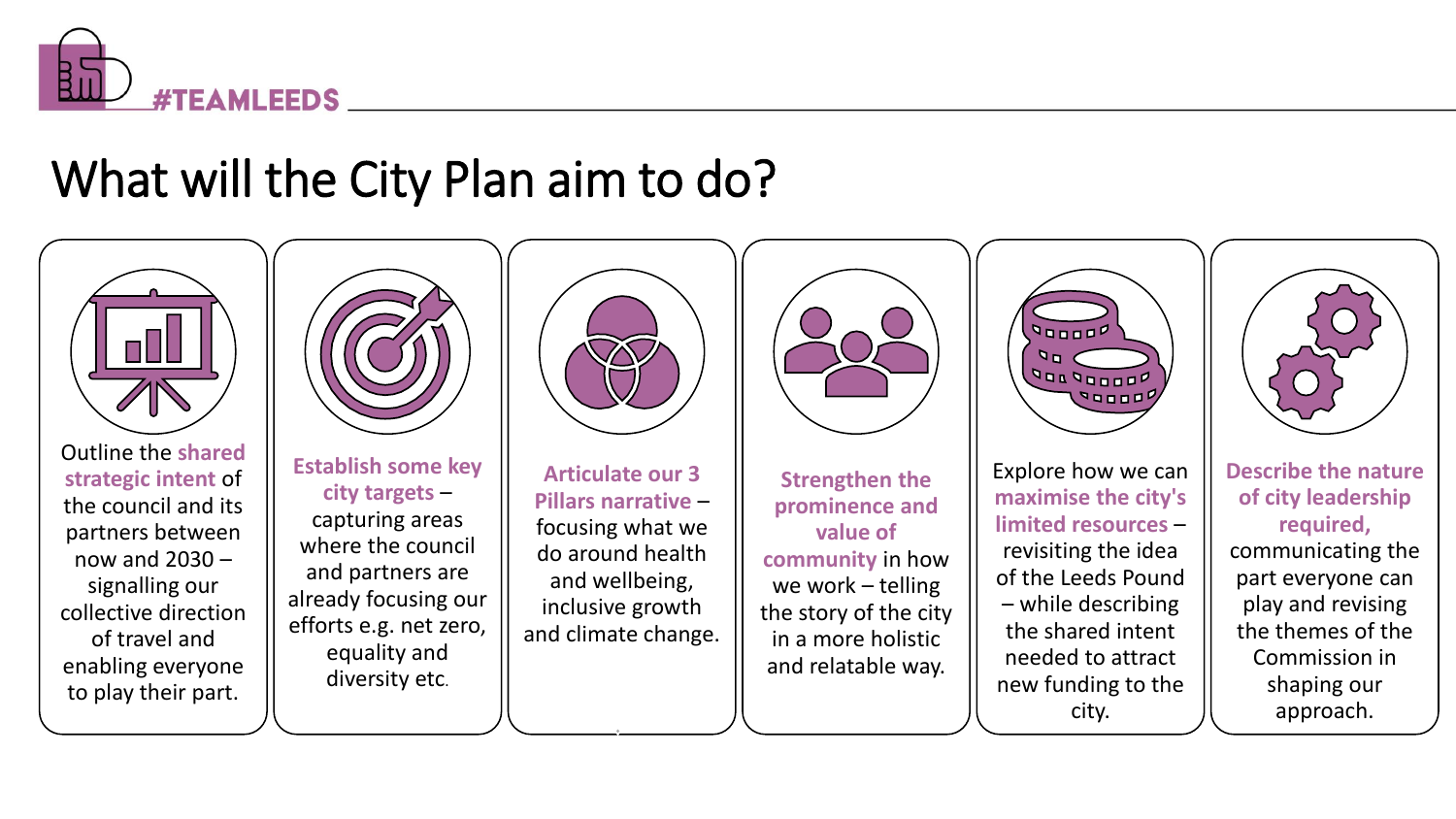#TEAMLEEDS

# What will the City Plan aim to do?

- Outline the **shared strategic intent** of the council and its partners between now and 2030 – signalling our collective direction of travel and enabling everyone to play their part.
- **Establish some key city targets** – capturing areas where the council and partners are already focusing our efforts e.g. net zero, equality and diversity etc.
- **Articulate our 3 Pillars narrative** – focusing what we do around health and wellbeing, inclusive growth and climate change.
- **Strengthen the prominence and value of community** in how we work – telling the story of the city in a more holistic and relatable way.
- Explore how we can **maximise the city's limited resources** – revisiting the idea of the Leeds Pound – while describing the shared intent needed to attract new funding to the city.
- **Describe the nature of city leadership required,** communicating the part everyone can play and revising the themes of the Commission in shaping our approach.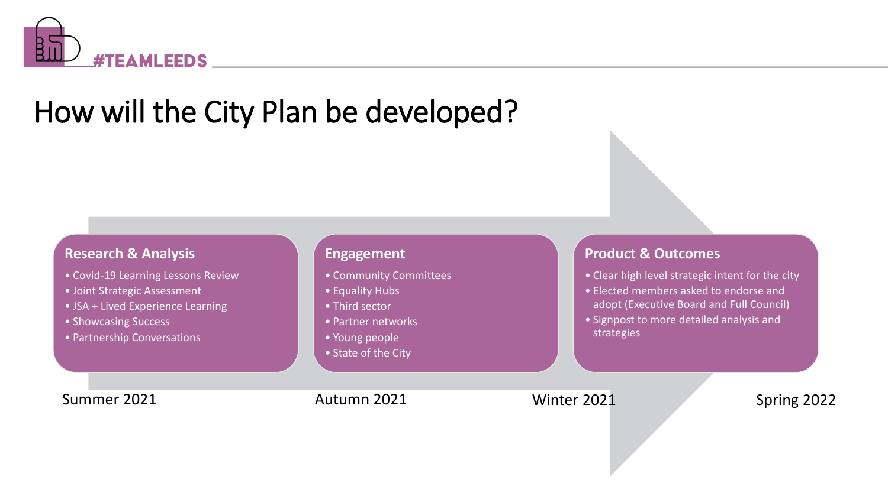#TEAMLEEDS

# How will the City Plan be developed?

## Research & Analysis

- Covid-19 Learning Lessons Review
- Joint Strategic Assessment
- JSA + Lived Experience Learning
- Showcasing Success
- Partnership Conversations

## Engagement

- Community Committees
- Equality Hubs
- Third sector
- Partner networks
- Young people
- State of the City

## Product & Outcomes

- Clear high level strategic intent for the city
- Elected members asked to endorse and adopt (Executive Board and Full Council)
- Signpost to more detailed analysis and strategies

Summer 2021 — Autumn 2021 — Winter 2021 — Spring 2022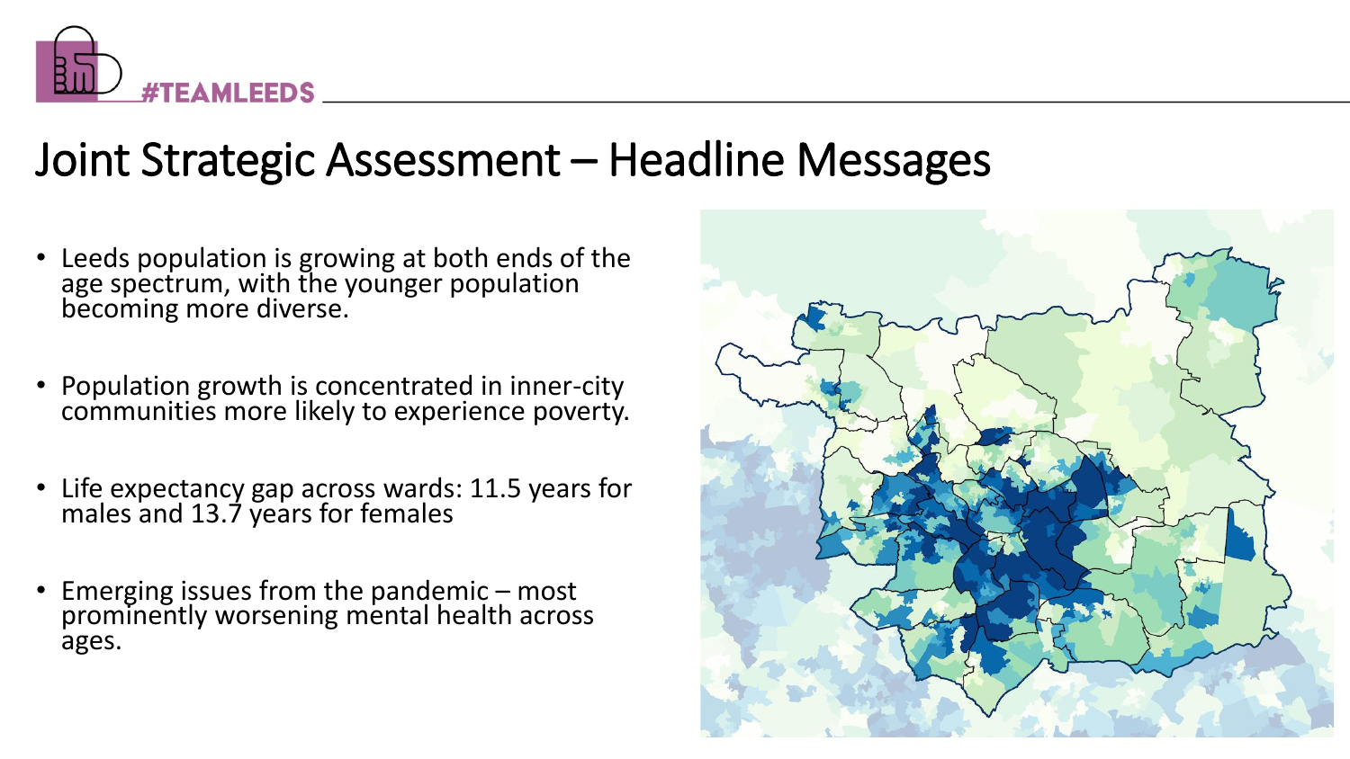#TEAMLEEDS

# Joint Strategic Assessment – Headline Messages

- Leeds population is growing at both ends of the age spectrum, with the younger population becoming more diverse.
- Population growth is concentrated in inner-city communities more likely to experience poverty.
- Life expectancy gap across wards: 11.5 years for males and 13.7 years for females
- Emerging issues from the pandemic – most prominently worsening mental health across ages.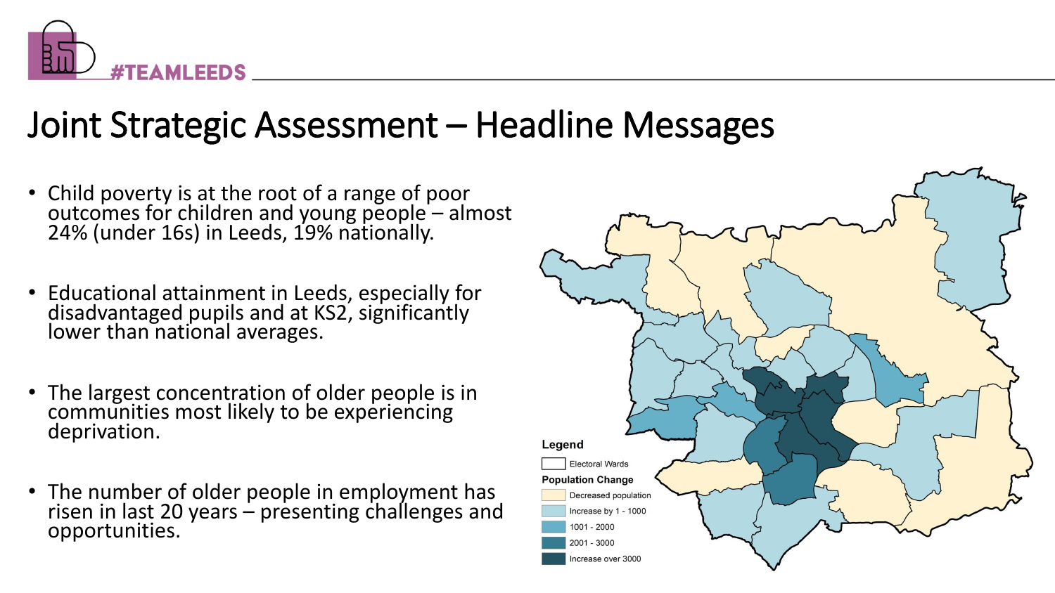# Joint Strategic Assessment – Headline Messages

- Child poverty is at the root of a range of poor outcomes for children and young people – almost 24% (under 16s) in Leeds, 19% nationally.
- Educational attainment in Leeds, especially for disadvantaged pupils and at KS2, significantly lower than national averages.
- The largest concentration of older people is in communities most likely to be experiencing deprivation.
- The number of older people in employment has risen in last 20 years – presenting challenges and opportunities.

Legend

Electoral Wards

Population Change

- Decreased population
- Increase by 1 - 1000
- 1001 - 2000
- 2001 - 3000
- Increase over 3000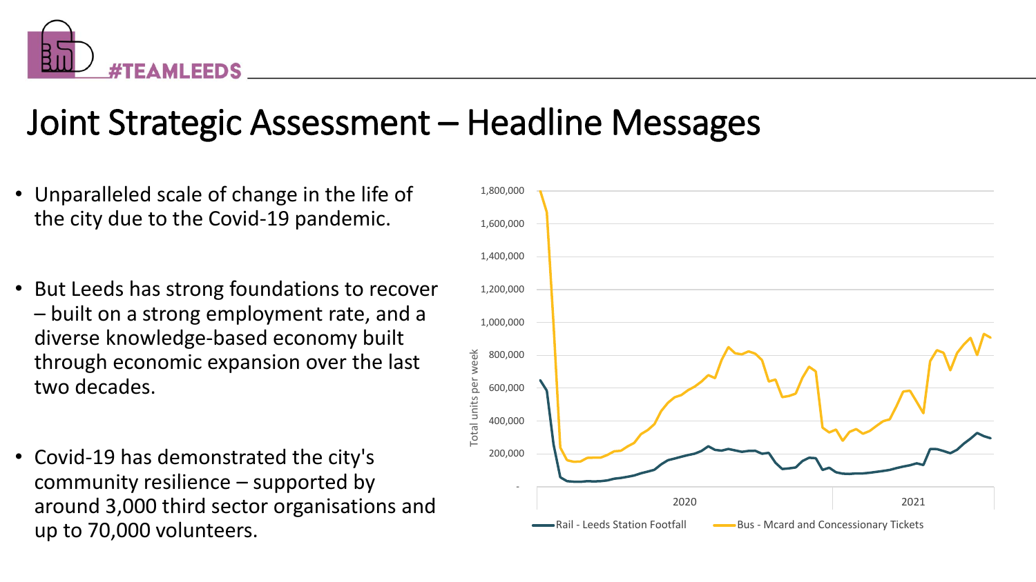# Joint Strategic Assessment – Headline Messages

- Unparalleled scale of change in the life of the city due to the Covid-19 pandemic.
- But Leeds has strong foundations to recover – built on a strong employment rate, and a diverse knowledge-based economy built through economic expansion over the last two decades.
- Covid-19 has demonstrated the city's community resilience – supported by around 3,000 third sector organisations and up to 70,000 volunteers.

Total units per week

1,800,000
1,600,000
1,400,000
1,200,000
1,000,000
800,000
600,000
400,000
200,000
-

2020 2021

Rail - Leeds Station Footfall
Bus - Mcard and Concessionary Tickets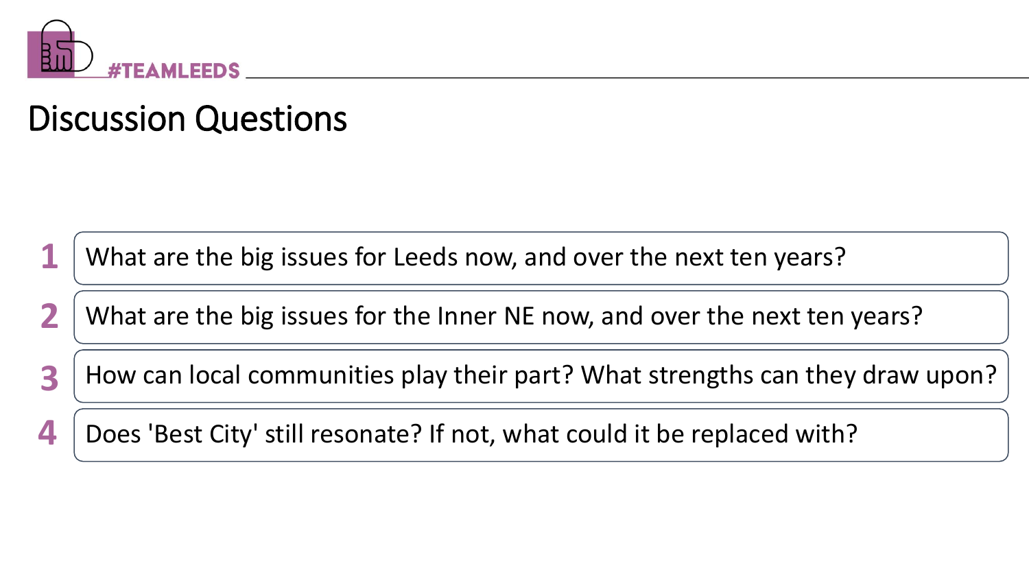#TEAMLEEDS

# Discussion Questions

1. What are the big issues for Leeds now, and over the next ten years?
2. What are the big issues for the Inner NE now, and over the next ten years?
3. How can local communities play their part? What strengths can they draw upon?
4. Does 'Best City' still resonate? If not, what could it be replaced with?